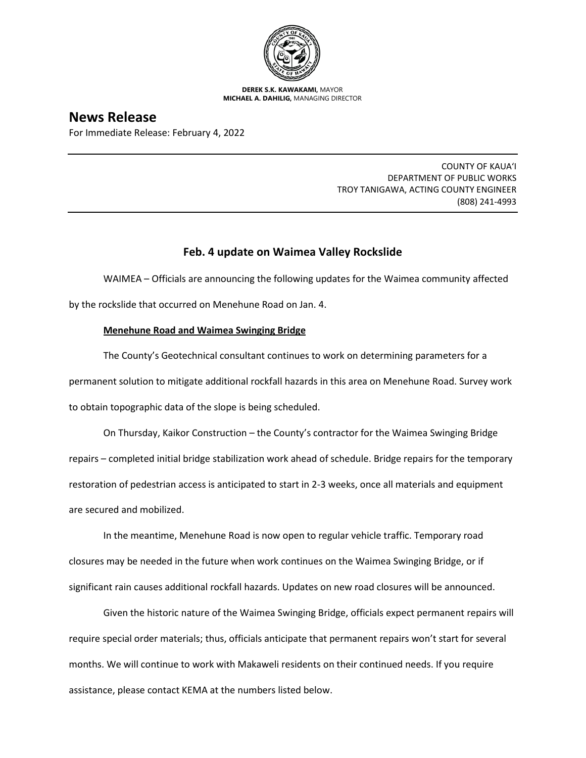**DEREK S.K. KAWAKAMI,** MAYOR
**MICHAEL A. DAHILIG,** MANAGING DIRECTOR

# News Release

For Immediate Release: February 4, 2022

COUNTY OF KAUAʻI
DEPARTMENT OF PUBLIC WORKS
TROY TANIGAWA, ACTING COUNTY ENGINEER
(808) 241-4993

## Feb. 4 update on Waimea Valley Rockslide

WAIMEA – Officials are announcing the following updates for the Waimea community affected by the rockslide that occurred on Menehune Road on Jan. 4.

**Menehune Road and Waimea Swinging Bridge**

The County's Geotechnical consultant continues to work on determining parameters for a permanent solution to mitigate additional rockfall hazards in this area on Menehune Road. Survey work to obtain topographic data of the slope is being scheduled.

On Thursday, Kaikor Construction – the County's contractor for the Waimea Swinging Bridge repairs – completed initial bridge stabilization work ahead of schedule. Bridge repairs for the temporary restoration of pedestrian access is anticipated to start in 2-3 weeks, once all materials and equipment are secured and mobilized.

In the meantime, Menehune Road is now open to regular vehicle traffic. Temporary road closures may be needed in the future when work continues on the Waimea Swinging Bridge, or if significant rain causes additional rockfall hazards. Updates on new road closures will be announced.

Given the historic nature of the Waimea Swinging Bridge, officials expect permanent repairs will require special order materials; thus, officials anticipate that permanent repairs won't start for several months. We will continue to work with Makaweli residents on their continued needs. If you require assistance, please contact KEMA at the numbers listed below.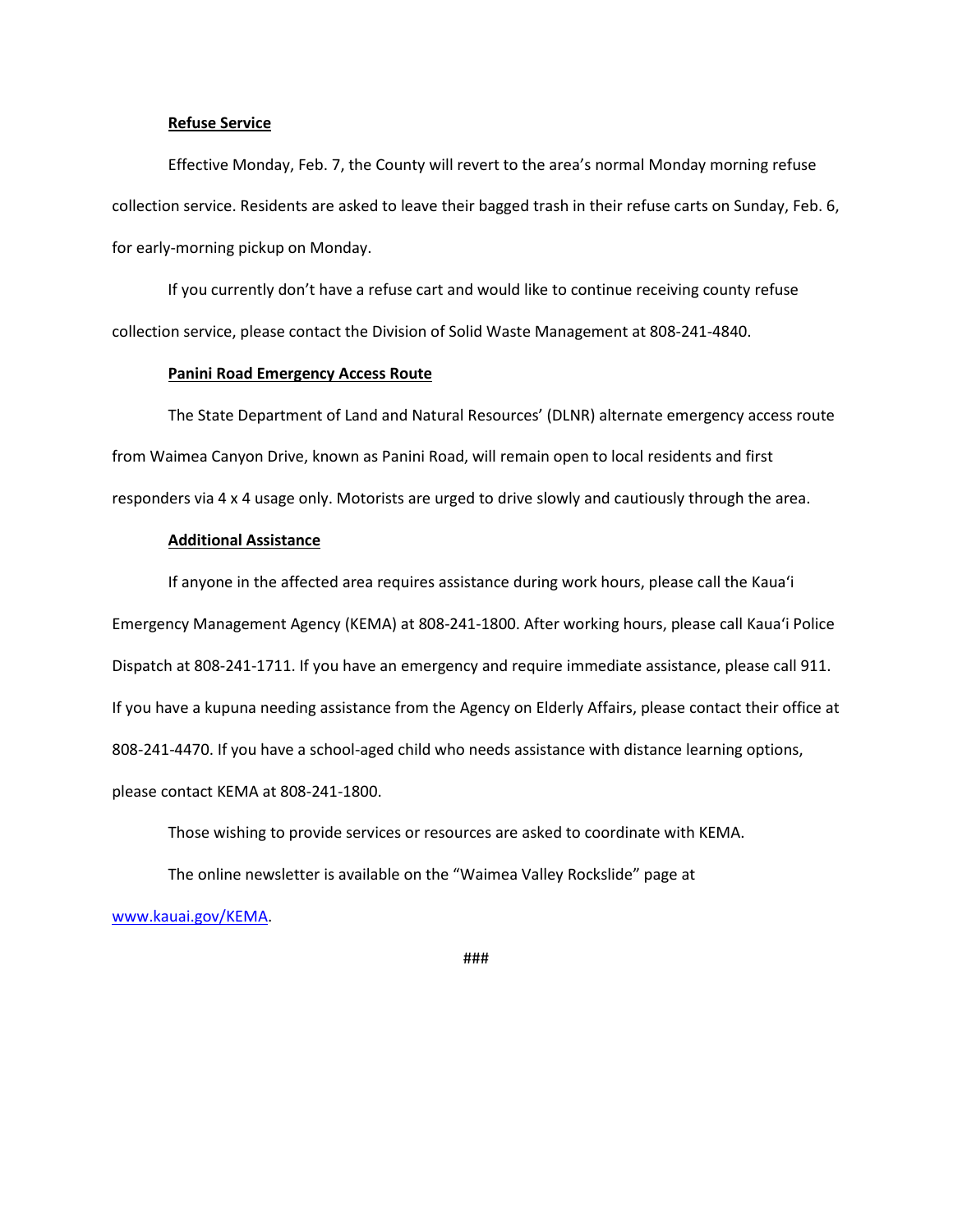**Refuse Service**

Effective Monday, Feb. 7, the County will revert to the area's normal Monday morning refuse collection service. Residents are asked to leave their bagged trash in their refuse carts on Sunday, Feb. 6, for early-morning pickup on Monday.

If you currently don't have a refuse cart and would like to continue receiving county refuse collection service, please contact the Division of Solid Waste Management at 808-241-4840.

**Panini Road Emergency Access Route**

The State Department of Land and Natural Resources' (DLNR) alternate emergency access route from Waimea Canyon Drive, known as Panini Road, will remain open to local residents and first responders via 4 x 4 usage only. Motorists are urged to drive slowly and cautiously through the area.

**Additional Assistance**

If anyone in the affected area requires assistance during work hours, please call the Kaua'i Emergency Management Agency (KEMA) at 808-241-1800. After working hours, please call Kaua'i Police Dispatch at 808-241-1711. If you have an emergency and require immediate assistance, please call 911. If you have a kupuna needing assistance from the Agency on Elderly Affairs, please contact their office at 808-241-4470. If you have a school-aged child who needs assistance with distance learning options, please contact KEMA at 808-241-1800.

Those wishing to provide services or resources are asked to coordinate with KEMA.

The online newsletter is available on the "Waimea Valley Rockslide" page at [www.kauai.gov/KEMA](http://www.kauai.gov/KEMA).

###